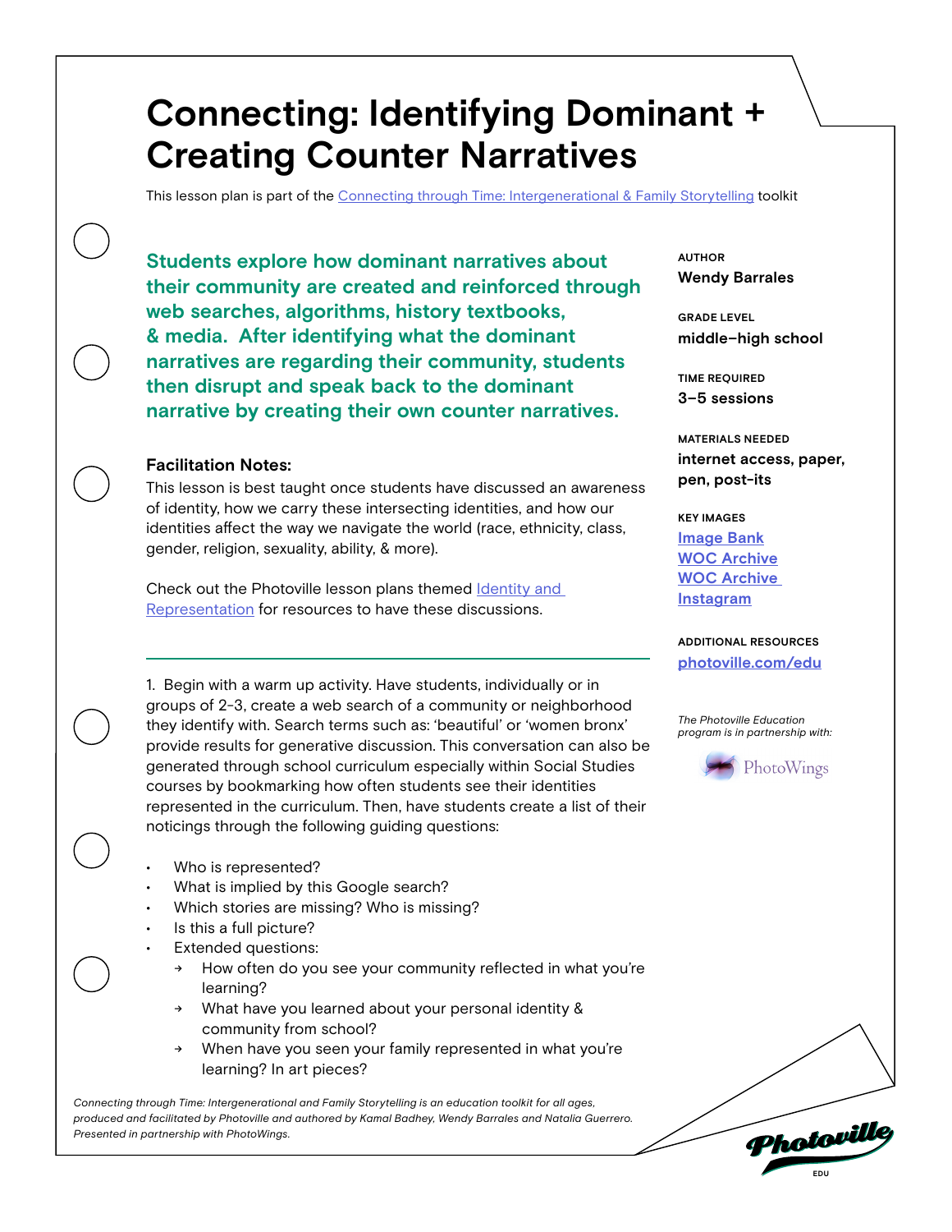# Connecting: Identifying Dominant + Creating Counter Narratives

This lesson plan is part of the Connecting through Time: Intergenerational & Family Storytelling toolkit

**Students explore how dominant narratives about their community are created and reinforced through web searches, algorithms, history textbooks, & media. After identifying what the dominant narratives are regarding their community, students then disrupt and speak back to the dominant narrative by creating their own counter narratives.**

AUTHOR
**Wendy Barrales**

GRADE LEVEL
**middle–high school**

TIME REQUIRED
**3–5 sessions**

MATERIALS NEEDED
**internet access, paper, pen, post-its**

KEY IMAGES
**Image Bank**
**WOC Archive**
**WOC Archive Instagram**

ADDITIONAL RESOURCES
**photoville.com/edu**

*The Photoville Education program is in partnership with:*

PhotoWings

### Facilitation Notes:

This lesson is best taught once students have discussed an awareness of identity, how we carry these intersecting identities, and how our identities affect the way we navigate the world (race, ethnicity, class, gender, religion, sexuality, ability, & more).

Check out the Photoville lesson plans themed Identity and Representation for resources to have these discussions.

---

1. Begin with a warm up activity. Have students, individually or in groups of 2-3, create a web search of a community or neighborhood they identify with. Search terms such as: 'beautiful' or 'women bronx' provide results for generative discussion. This conversation can also be generated through school curriculum especially within Social Studies courses by bookmarking how often students see their identities represented in the curriculum. Then, have students create a list of their noticings through the following guiding questions:

- Who is represented?
- What is implied by this Google search?
- Which stories are missing? Who is missing?
- Is this a full picture?
- Extended questions:
  - How often do you see your community reflected in what you're learning?
  - What have you learned about your personal identity & community from school?
  - When have you seen your family represented in what you're learning? In art pieces?

*Connecting through Time: Intergenerational and Family Storytelling is an education toolkit for all ages, produced and facilitated by Photoville and authored by Kamal Badhey, Wendy Barrales and Natalia Guerrero. Presented in partnership with PhotoWings.*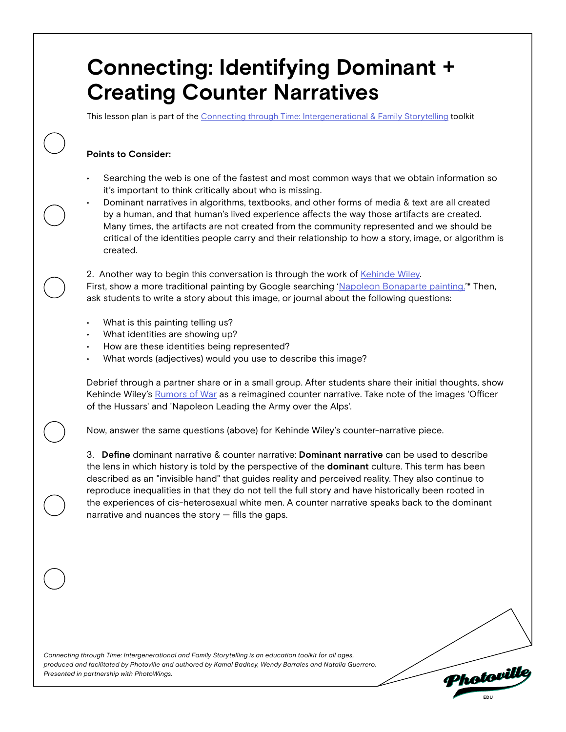# Connecting: Identifying Dominant + Creating Counter Narratives

This lesson plan is part of the Connecting through Time: Intergenerational & Family Storytelling toolkit

**Points to Consider:**

- Searching the web is one of the fastest and most common ways that we obtain information so it's important to think critically about who is missing.
- Dominant narratives in algorithms, textbooks, and other forms of media & text are all created by a human, and that human's lived experience affects the way those artifacts are created. Many times, the artifacts are not created from the community represented and we should be critical of the identities people carry and their relationship to how a story, image, or algorithm is created.

2. Another way to begin this conversation is through the work of Kehinde Wiley.
First, show a more traditional painting by Google searching 'Napoleon Bonaparte painting.'* Then, ask students to write a story about this image, or journal about the following questions:

- What is this painting telling us?
- What identities are showing up?
- How are these identities being represented?
- What words (adjectives) would you use to describe this image?

Debrief through a partner share or in a small group. After students share their initial thoughts, show Kehinde Wiley's Rumors of War as a reimagined counter narrative. Take note of the images 'Officer of the Hussars' and 'Napoleon Leading the Army over the Alps'.

Now, answer the same questions (above) for Kehinde Wiley's counter-narrative piece.

3. **Define** dominant narrative & counter narrative: **Dominant narrative** can be used to describe the lens in which history is told by the perspective of the **dominant** culture. This term has been described as an "invisible hand" that guides reality and perceived reality. They also continue to reproduce inequalities in that they do not tell the full story and have historically been rooted in the experiences of cis-heterosexual white men. A counter narrative speaks back to the dominant narrative and nuances the story — fills the gaps.

*Connecting through Time: Intergenerational and Family Storytelling is an education toolkit for all ages, produced and facilitated by Photoville and authored by Kamal Badhey, Wendy Barrales and Natalia Guerrero. Presented in partnership with PhotoWings.*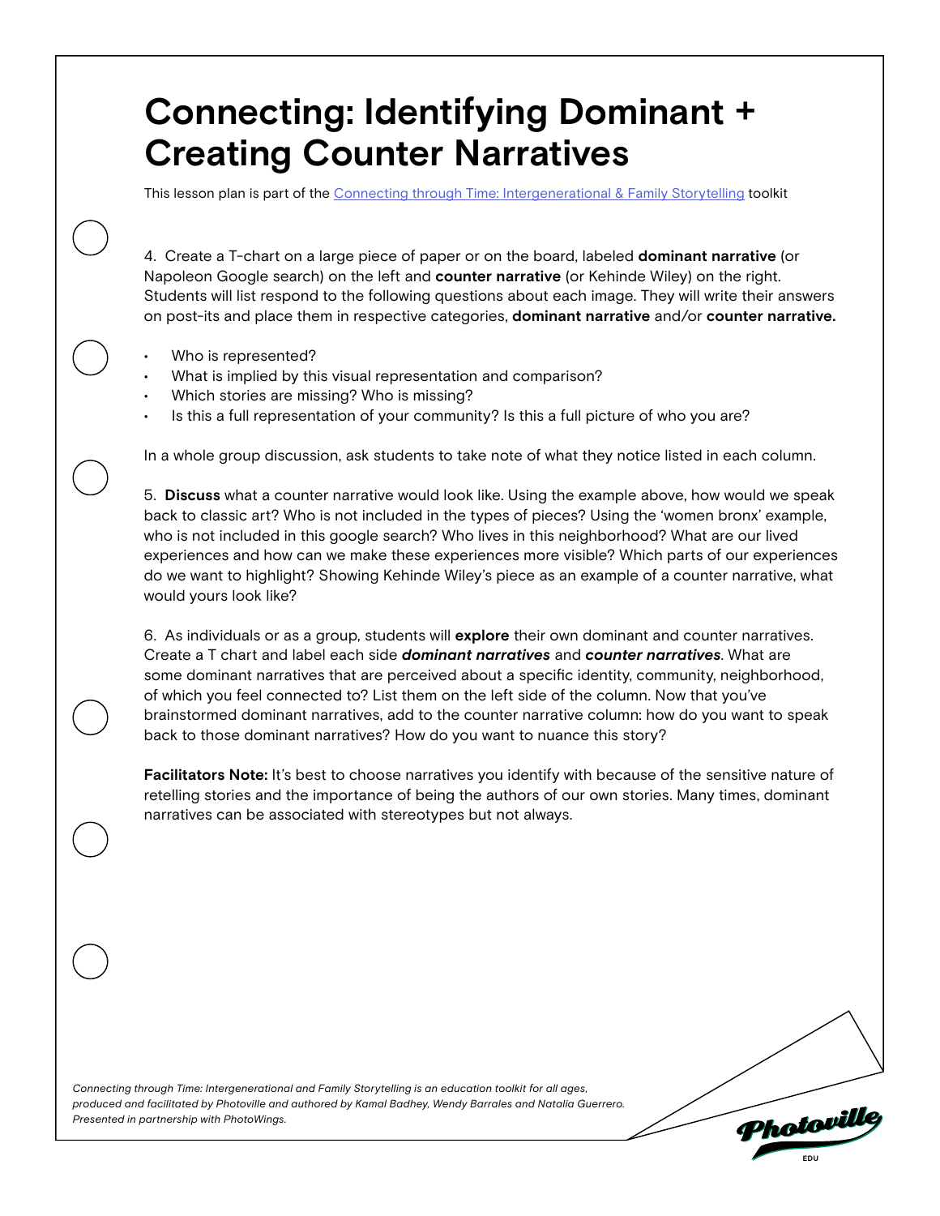# Connecting: Identifying Dominant + Creating Counter Narratives

This lesson plan is part of the [Connecting through Time: Intergenerational & Family Storytelling](#) toolkit

4. Create a T-chart on a large piece of paper or on the board, labeled **dominant narrative** (or Napoleon Google search) on the left and **counter narrative** (or Kehinde Wiley) on the right. Students will list respond to the following questions about each image. They will write their answers on post-its and place them in respective categories, **dominant narrative** and/or **counter narrative.**

- Who is represented?
- What is implied by this visual representation and comparison?
- Which stories are missing? Who is missing?
- Is this a full representation of your community? Is this a full picture of who you are?

In a whole group discussion, ask students to take note of what they notice listed in each column.

5. **Discuss** what a counter narrative would look like. Using the example above, how would we speak back to classic art? Who is not included in the types of pieces? Using the 'women bronx' example, who is not included in this google search? Who lives in this neighborhood? What are our lived experiences and how can we make these experiences more visible? Which parts of our experiences do we want to highlight? Showing Kehinde Wiley's piece as an example of a counter narrative, what would yours look like?

6. As individuals or as a group, students will **explore** their own dominant and counter narratives. Create a T chart and label each side ***dominant narratives*** and ***counter narratives***. What are some dominant narratives that are perceived about a specific identity, community, neighborhood, of which you feel connected to? List them on the left side of the column. Now that you've brainstormed dominant narratives, add to the counter narrative column: how do you want to speak back to those dominant narratives? How do you want to nuance this story?

**Facilitators Note:** It's best to choose narratives you identify with because of the sensitive nature of retelling stories and the importance of being the authors of our own stories. Many times, dominant narratives can be associated with stereotypes but not always.

*Connecting through Time: Intergenerational and Family Storytelling is an education toolkit for all ages, produced and facilitated by Photoville and authored by Kamal Badhey, Wendy Barrales and Natalia Guerrero. Presented in partnership with PhotoWings.*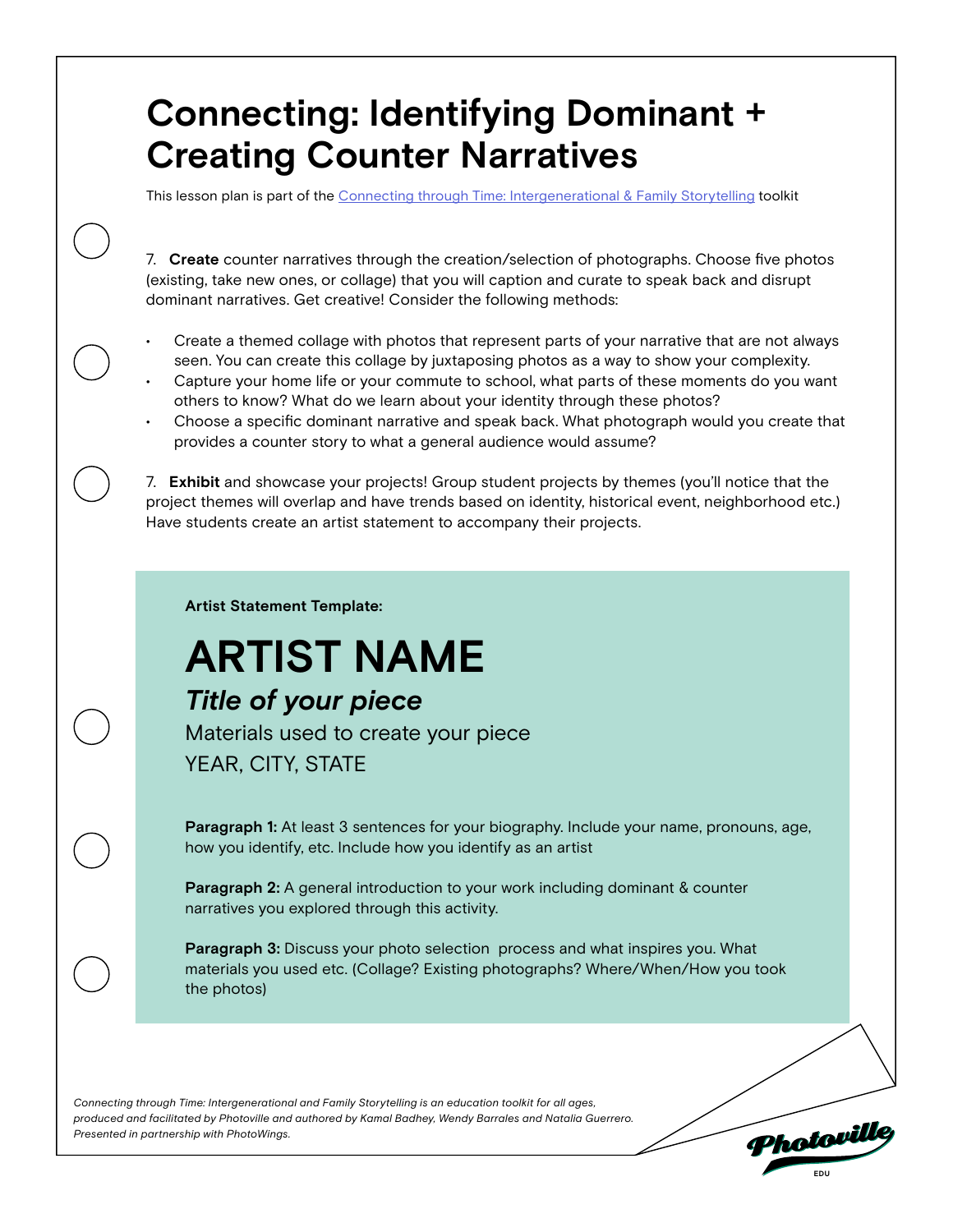# Connecting: Identifying Dominant + Creating Counter Narratives

This lesson plan is part of the Connecting through Time: Intergenerational & Family Storytelling toolkit

7. **Create** counter narratives through the creation/selection of photographs. Choose five photos (existing, take new ones, or collage) that you will caption and curate to speak back and disrupt dominant narratives. Get creative! Consider the following methods:

- Create a themed collage with photos that represent parts of your narrative that are not always seen. You can create this collage by juxtaposing photos as a way to show your complexity.
- Capture your home life or your commute to school, what parts of these moments do you want others to know? What do we learn about your identity through these photos?
- Choose a specific dominant narrative and speak back. What photograph would you create that provides a counter story to what a general audience would assume?

7. **Exhibit** and showcase your projects! Group student projects by themes (you'll notice that the project themes will overlap and have trends based on identity, historical event, neighborhood etc.) Have students create an artist statement to accompany their projects.

**Artist Statement Template:**

## ARTIST NAME

### *Title of your piece*

Materials used to create your piece

YEAR, CITY, STATE

**Paragraph 1:** At least 3 sentences for your biography. Include your name, pronouns, age, how you identify, etc. Include how you identify as an artist

**Paragraph 2:** A general introduction to your work including dominant & counter narratives you explored through this activity.

**Paragraph 3:** Discuss your photo selection process and what inspires you. What materials you used etc. (Collage? Existing photographs? Where/When/How you took the photos)

*Connecting through Time: Intergenerational and Family Storytelling is an education toolkit for all ages, produced and facilitated by Photoville and authored by Kamal Badhey, Wendy Barrales and Natalia Guerrero. Presented in partnership with PhotoWings.*

Photoville EDU